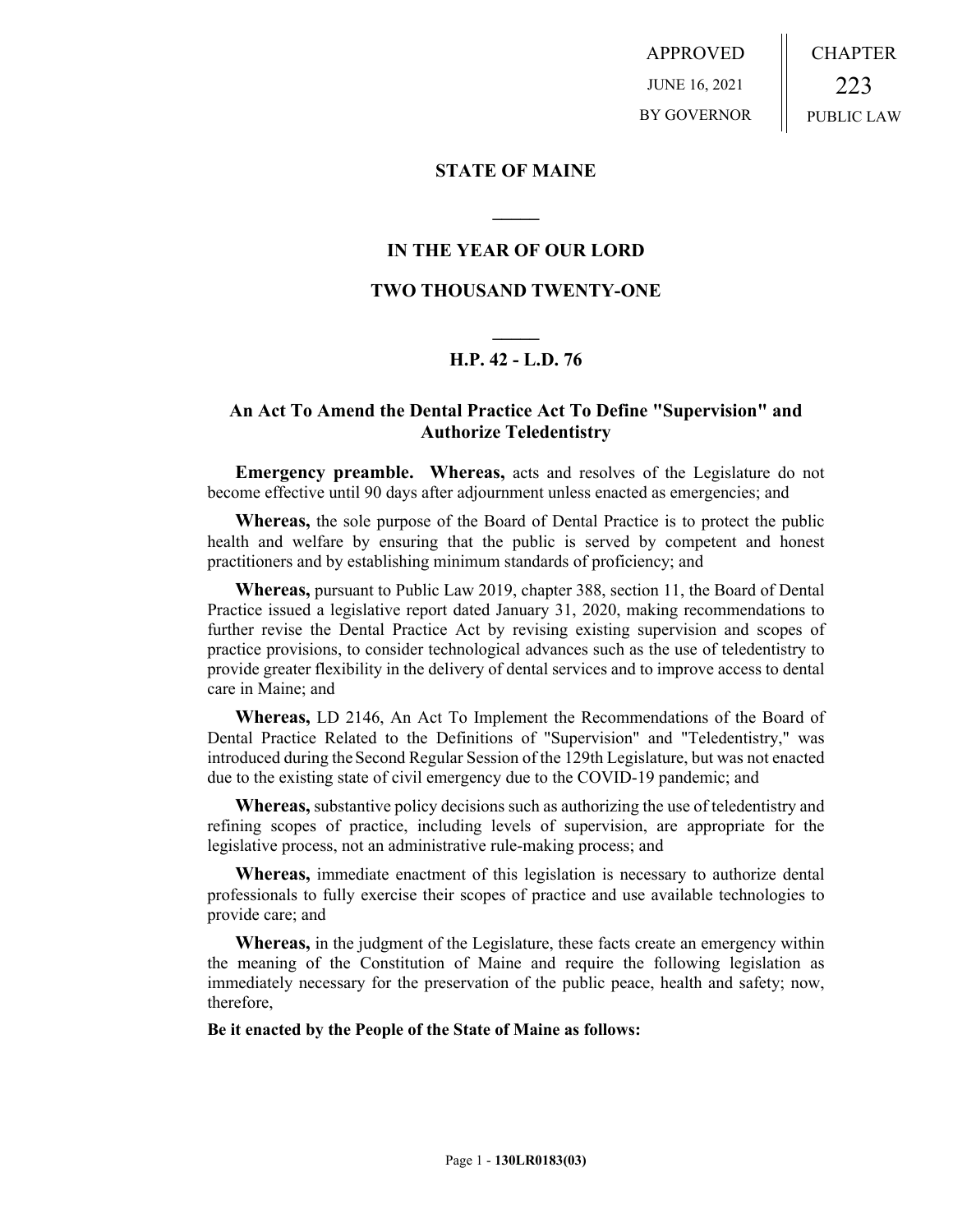APPROVED
JUNE 16, 2021
BY GOVERNOR

CHAPTER
223
PUBLIC LAW

## STATE OF MAINE

## IN THE YEAR OF OUR LORD

## TWO THOUSAND TWENTY-ONE

## H.P. 42 - L.D. 76

### An Act To Amend the Dental Practice Act To Define "Supervision" and Authorize Teledentistry

**Emergency preamble. Whereas,** acts and resolves of the Legislature do not become effective until 90 days after adjournment unless enacted as emergencies; and

**Whereas,** the sole purpose of the Board of Dental Practice is to protect the public health and welfare by ensuring that the public is served by competent and honest practitioners and by establishing minimum standards of proficiency; and

**Whereas,** pursuant to Public Law 2019, chapter 388, section 11, the Board of Dental Practice issued a legislative report dated January 31, 2020, making recommendations to further revise the Dental Practice Act by revising existing supervision and scopes of practice provisions, to consider technological advances such as the use of teledentistry to provide greater flexibility in the delivery of dental services and to improve access to dental care in Maine; and

**Whereas,** LD 2146, An Act To Implement the Recommendations of the Board of Dental Practice Related to the Definitions of "Supervision" and "Teledentistry," was introduced during the Second Regular Session of the 129th Legislature, but was not enacted due to the existing state of civil emergency due to the COVID-19 pandemic; and

**Whereas,** substantive policy decisions such as authorizing the use of teledentistry and refining scopes of practice, including levels of supervision, are appropriate for the legislative process, not an administrative rule-making process; and

**Whereas,** immediate enactment of this legislation is necessary to authorize dental professionals to fully exercise their scopes of practice and use available technologies to provide care; and

**Whereas,** in the judgment of the Legislature, these facts create an emergency within the meaning of the Constitution of Maine and require the following legislation as immediately necessary for the preservation of the public peace, health and safety; now, therefore,

**Be it enacted by the People of the State of Maine as follows:**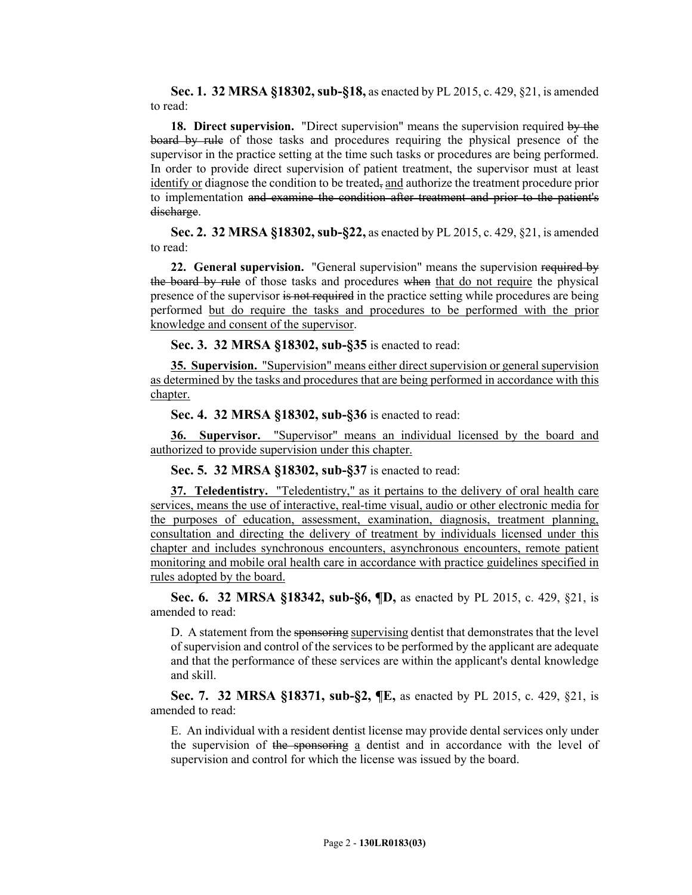**Sec. 1. 32 MRSA §18302, sub-§18,** as enacted by PL 2015, c. 429, §21, is amended to read:

**18. Direct supervision.** "Direct supervision" means the supervision required ~~by the board by rule~~ of those tasks and procedures requiring the physical presence of the supervisor in the practice setting at the time such tasks or procedures are being performed. In order to provide direct supervision of patient treatment, the supervisor must at least <u>identify or</u> diagnose the condition to be treated~~,~~ <u>and</u> authorize the treatment procedure prior to implementation ~~and examine the condition after treatment and prior to the patient's discharge~~.

**Sec. 2. 32 MRSA §18302, sub-§22,** as enacted by PL 2015, c. 429, §21, is amended to read:

**22. General supervision.** "General supervision" means the supervision ~~required by the board by rule~~ of those tasks and procedures ~~when~~ <u>that do not require</u> the physical presence of the supervisor ~~is not required~~ in the practice setting while procedures are being performed <u>but do require the tasks and procedures to be performed with the prior knowledge and consent of the supervisor</u>.

**Sec. 3. 32 MRSA §18302, sub-§35** is enacted to read:

<u>**35. Supervision.** "Supervision" means either direct supervision or general supervision as determined by the tasks and procedures that are being performed in accordance with this chapter.</u>

**Sec. 4. 32 MRSA §18302, sub-§36** is enacted to read:

<u>**36. Supervisor.** "Supervisor" means an individual licensed by the board and authorized to provide supervision under this chapter.</u>

**Sec. 5. 32 MRSA §18302, sub-§37** is enacted to read:

<u>**37. Teledentistry.** "Teledentistry," as it pertains to the delivery of oral health care services, means the use of interactive, real-time visual, audio or other electronic media for the purposes of education, assessment, examination, diagnosis, treatment planning, consultation and directing the delivery of treatment by individuals licensed under this chapter and includes synchronous encounters, asynchronous encounters, remote patient monitoring and mobile oral health care in accordance with practice guidelines specified in rules adopted by the board.</u>

**Sec. 6. 32 MRSA §18342, sub-§6, ¶D,** as enacted by PL 2015, c. 429, §21, is amended to read:

D. A statement from the ~~sponsoring~~ <u>supervising</u> dentist that demonstrates that the level of supervision and control of the services to be performed by the applicant are adequate and that the performance of these services are within the applicant's dental knowledge and skill.

**Sec. 7. 32 MRSA §18371, sub-§2, ¶E,** as enacted by PL 2015, c. 429, §21, is amended to read:

E. An individual with a resident dentist license may provide dental services only under the supervision of ~~the sponsoring~~ <u>a</u> dentist and in accordance with the level of supervision and control for which the license was issued by the board.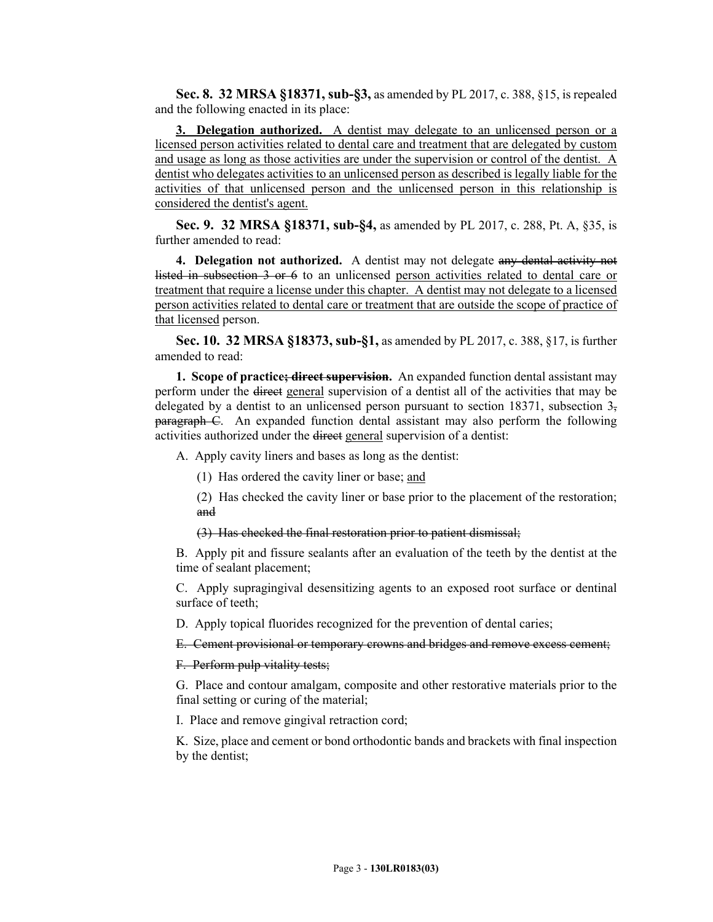**Sec. 8. 32 MRSA §18371, sub-§3,** as amended by PL 2017, c. 388, §15, is repealed and the following enacted in its place:

**3. Delegation authorized.** A dentist may delegate to an unlicensed person or a licensed person activities related to dental care and treatment that are delegated by custom and usage as long as those activities are under the supervision or control of the dentist. A dentist who delegates activities to an unlicensed person as described is legally liable for the activities of that unlicensed person and the unlicensed person in this relationship is considered the dentist's agent.

**Sec. 9. 32 MRSA §18371, sub-§4,** as amended by PL 2017, c. 288, Pt. A, §35, is further amended to read:

**4. Delegation not authorized.** A dentist may not delegate ~~any dental activity not listed in subsection 3 or 6~~ to an unlicensed person activities related to dental care or treatment that require a license under this chapter. A dentist may not delegate to a licensed person activities related to dental care or treatment that are outside the scope of practice of that licensed person.

**Sec. 10. 32 MRSA §18373, sub-§1,** as amended by PL 2017, c. 388, §17, is further amended to read:

**1. Scope of practice~~; direct supervision~~.** An expanded function dental assistant may perform under the ~~direct~~ general supervision of a dentist all of the activities that may be delegated by a dentist to an unlicensed person pursuant to section 18371, subsection 3~~, paragraph C~~. An expanded function dental assistant may also perform the following activities authorized under the ~~direct~~ general supervision of a dentist:

A. Apply cavity liners and bases as long as the dentist:

(1) Has ordered the cavity liner or base; and

(2) Has checked the cavity liner or base prior to the placement of the restoration; ~~and~~

~~(3) Has checked the final restoration prior to patient dismissal;~~

B. Apply pit and fissure sealants after an evaluation of the teeth by the dentist at the time of sealant placement;

C. Apply supragingival desensitizing agents to an exposed root surface or dentinal surface of teeth;

D. Apply topical fluorides recognized for the prevention of dental caries;

~~E. Cement provisional or temporary crowns and bridges and remove excess cement;~~

~~F. Perform pulp vitality tests;~~

G. Place and contour amalgam, composite and other restorative materials prior to the final setting or curing of the material;

I. Place and remove gingival retraction cord;

K. Size, place and cement or bond orthodontic bands and brackets with final inspection by the dentist;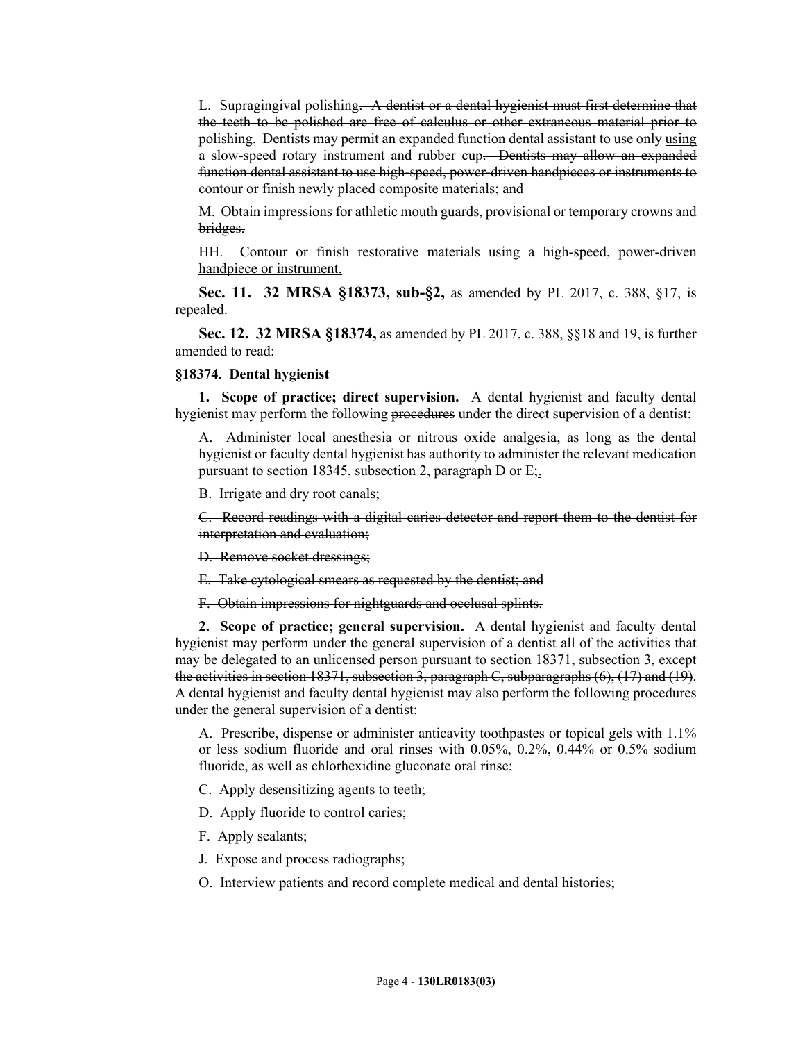L. Supragingival polishing~~. A dentist or a dental hygienist must first determine that the teeth to be polished are free of calculus or other extraneous material prior to polishing. Dentists may permit an expanded function dental assistant to use only~~ <u>using</u> a slow-speed rotary instrument and rubber cup~~. Dentists may allow an expanded function dental assistant to use high-speed, power-driven handpieces or instruments to contour or finish newly placed composite materials~~; and

~~M. Obtain impressions for athletic mouth guards, provisional or temporary crowns and bridges.~~

<u>HH. Contour or finish restorative materials using a high-speed, power-driven handpiece or instrument.</u>

**Sec. 11. 32 MRSA §18373, sub-§2,** as amended by PL 2017, c. 388, §17, is repealed.

**Sec. 12. 32 MRSA §18374,** as amended by PL 2017, c. 388, §§18 and 19, is further amended to read:

**§18374. Dental hygienist**

**1. Scope of practice; direct supervision.** A dental hygienist and faculty dental hygienist may perform the following ~~procedures~~ under the direct supervision of a dentist:

A. Administer local anesthesia or nitrous oxide analgesia, as long as the dental hygienist or faculty dental hygienist has authority to administer the relevant medication pursuant to section 18345, subsection 2, paragraph D or E~~;~~<u>.</u>

~~B. Irrigate and dry root canals;~~

~~C. Record readings with a digital caries detector and report them to the dentist for interpretation and evaluation;~~

~~D. Remove socket dressings;~~

~~E. Take cytological smears as requested by the dentist; and~~

~~F. Obtain impressions for nightguards and occlusal splints.~~

**2. Scope of practice; general supervision.** A dental hygienist and faculty dental hygienist may perform under the general supervision of a dentist all of the activities that may be delegated to an unlicensed person pursuant to section 18371, subsection 3~~, except the activities in section 18371, subsection 3, paragraph C, subparagraphs (6), (17) and (19)~~. A dental hygienist and faculty dental hygienist may also perform the following procedures under the general supervision of a dentist:

A. Prescribe, dispense or administer anticavity toothpastes or topical gels with 1.1% or less sodium fluoride and oral rinses with 0.05%, 0.2%, 0.44% or 0.5% sodium fluoride, as well as chlorhexidine gluconate oral rinse;

C. Apply desensitizing agents to teeth;

D. Apply fluoride to control caries;

F. Apply sealants;

J. Expose and process radiographs;

~~O. Interview patients and record complete medical and dental histories;~~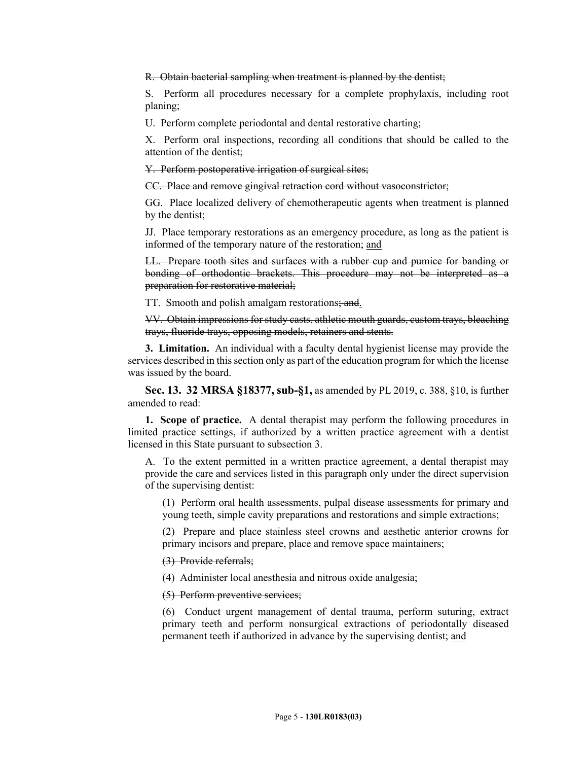~~R. Obtain bacterial sampling when treatment is planned by the dentist;~~

S. Perform all procedures necessary for a complete prophylaxis, including root planing;

U. Perform complete periodontal and dental restorative charting;

X. Perform oral inspections, recording all conditions that should be called to the attention of the dentist;

~~Y. Perform postoperative irrigation of surgical sites;~~

~~CC. Place and remove gingival retraction cord without vasoconstrictor;~~

GG. Place localized delivery of chemotherapeutic agents when treatment is planned by the dentist;

JJ. Place temporary restorations as an emergency procedure, as long as the patient is informed of the temporary nature of the restoration; <u>and</u>

~~LL. Prepare tooth sites and surfaces with a rubber cup and pumice for banding or bonding of orthodontic brackets. This procedure may not be interpreted as a preparation for restorative material;~~

TT. Smooth and polish amalgam restorations~~; and~~<u>.</u>

~~VV. Obtain impressions for study casts, athletic mouth guards, custom trays, bleaching trays, fluoride trays, opposing models, retainers and stents.~~

**3. Limitation.** An individual with a faculty dental hygienist license may provide the services described in this section only as part of the education program for which the license was issued by the board.

**Sec. 13. 32 MRSA §18377, sub-§1,** as amended by PL 2019, c. 388, §10, is further amended to read:

**1. Scope of practice.** A dental therapist may perform the following procedures in limited practice settings, if authorized by a written practice agreement with a dentist licensed in this State pursuant to subsection 3.

A. To the extent permitted in a written practice agreement, a dental therapist may provide the care and services listed in this paragraph only under the direct supervision of the supervising dentist:

(1) Perform oral health assessments, pulpal disease assessments for primary and young teeth, simple cavity preparations and restorations and simple extractions;

(2) Prepare and place stainless steel crowns and aesthetic anterior crowns for primary incisors and prepare, place and remove space maintainers;

~~(3) Provide referrals;~~

(4) Administer local anesthesia and nitrous oxide analgesia;

~~(5) Perform preventive services;~~

(6) Conduct urgent management of dental trauma, perform suturing, extract primary teeth and perform nonsurgical extractions of periodontally diseased permanent teeth if authorized in advance by the supervising dentist; <u>and</u>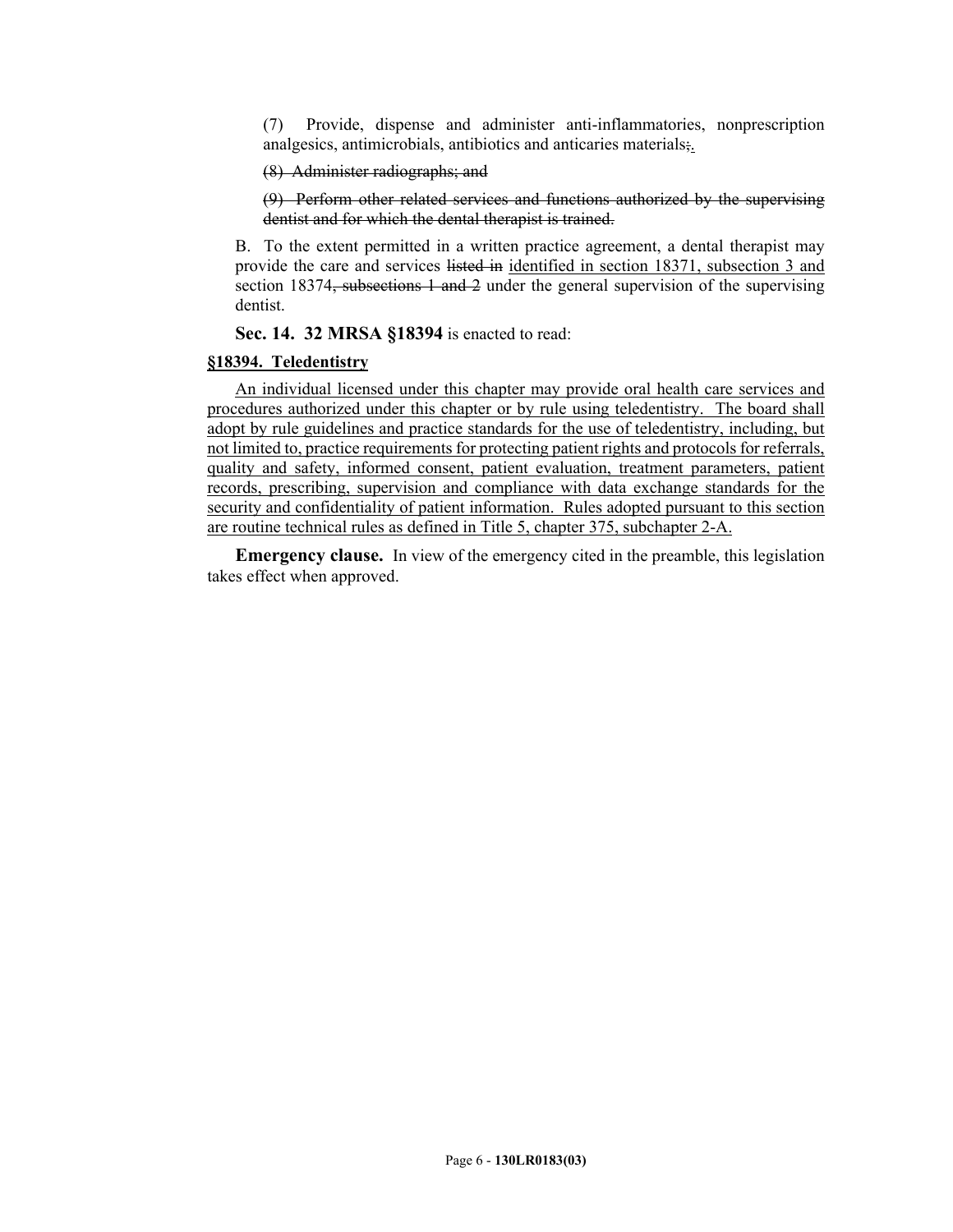(7) Provide, dispense and administer anti-inflammatories, nonprescription analgesics, antimicrobials, antibiotics and anticaries materials~~;~~.

~~(8) Administer radiographs; and~~

~~(9) Perform other related services and functions authorized by the supervising dentist and for which the dental therapist is trained.~~

B. To the extent permitted in a written practice agreement, a dental therapist may provide the care and services ~~listed in~~ identified in section 18371, subsection 3 and section 18374~~, subsections 1 and 2~~ under the general supervision of the supervising dentist.

**Sec. 14. 32 MRSA §18394** is enacted to read:

**§18394. Teledentistry**

An individual licensed under this chapter may provide oral health care services and procedures authorized under this chapter or by rule using teledentistry. The board shall adopt by rule guidelines and practice standards for the use of teledentistry, including, but not limited to, practice requirements for protecting patient rights and protocols for referrals, quality and safety, informed consent, patient evaluation, treatment parameters, patient records, prescribing, supervision and compliance with data exchange standards for the security and confidentiality of patient information. Rules adopted pursuant to this section are routine technical rules as defined in Title 5, chapter 375, subchapter 2-A.

**Emergency clause.** In view of the emergency cited in the preamble, this legislation takes effect when approved.